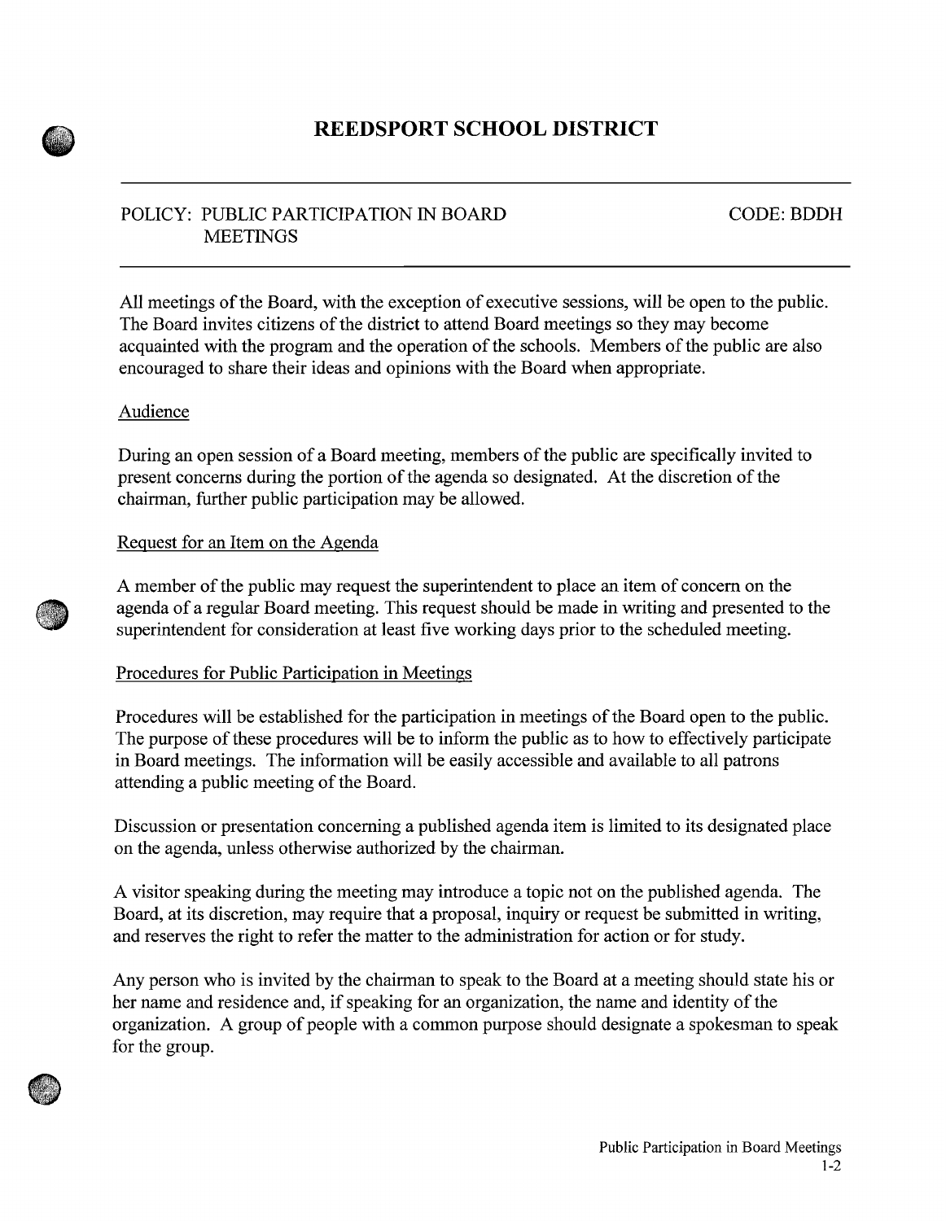# REEDSPORT SCHOOL DISTRICT

POLICY: PUBLIC PARTICIPATION IN BOARD MEETINGS

CODE: BDDH

All meetings of the Board, with the exception of executive sessions, will be open to the public. The Board invites citizens of the district to attend Board meetings so they may become acquainted with the program and the operation of the schools. Members of the public are also encouraged to share their ideas and opinions with the Board when appropriate.

## Audience

During an open session of a Board meeting, members of the public are specifically invited to present concerns during the portion of the agenda so designated. At the discretion of the chairman, further public participation may be allowed.

## Request for an Item on the Agenda

A member of the public may request the superintendent to place an item of concern on the agenda of a regular Board meeting. This request should be made in writing and presented to the superintendent for consideration at least five working days prior to the scheduled meeting.

## Procedures for Public Participation in Meetings

Procedures will be established for the participation in meetings of the Board open to the public. The purpose of these procedures will be to inform the public as to how to effectively participate in Board meetings. The information will be easily accessible and available to all patrons attending a public meeting of the Board.

Discussion or presentation concerning a published agenda item is limited to its designated place on the agenda, unless otherwise authorized by the chairman.

A visitor speaking during the meeting may introduce a topic not on the published agenda. The Board, at its discretion, may require that a proposal, inquiry or request be submitted in writing, and reserves the right to refer the matter to the administration for action or for study.

Any person who is invited by the chairman to speak to the Board at a meeting should state his or her name and residence and, if speaking for an organization, the name and identity of the organization. A group of people with a common purpose should designate a spokesman to speak for the group.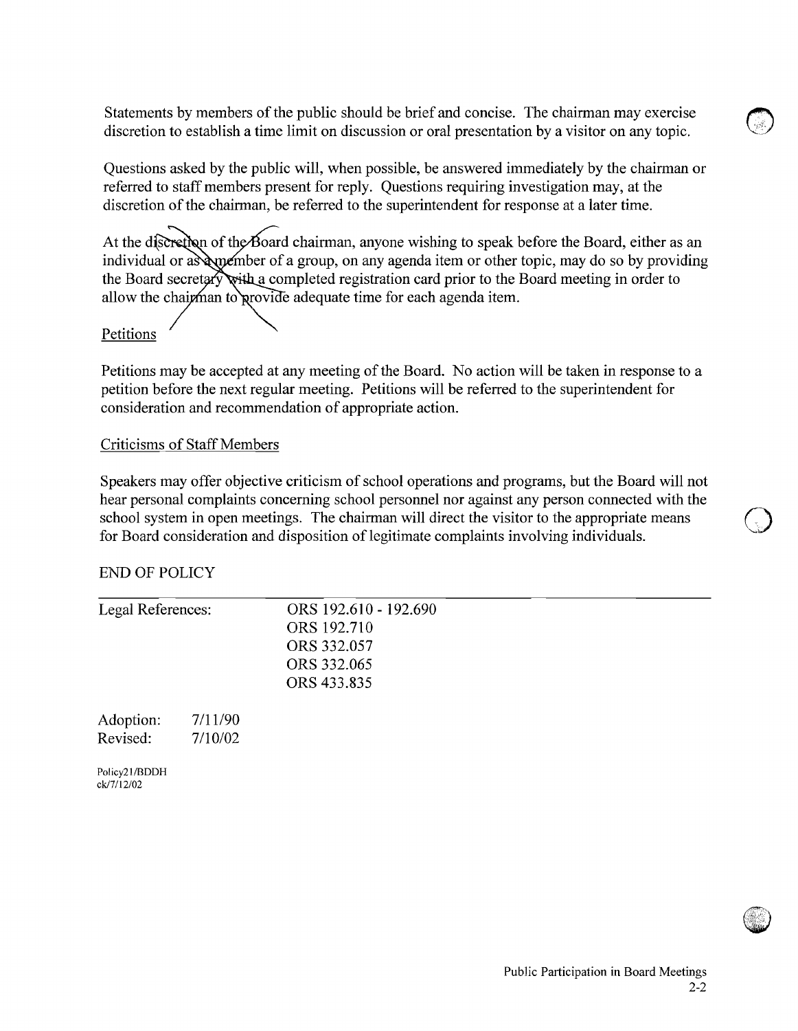Statements by members of the public should be brief and concise. The chairman may exercise discretion to establish a time limit on discussion or oral presentation by a visitor on any topic.

Questions asked by the public will, when possible, be answered immediately by the chairman or referred to staff members present for reply. Questions requiring investigation may, at the discretion of the chairman, be referred to the superintendent for response at a later time.

At the discretion of the Board chairman, anyone wishing to speak before the Board, either as an individual or as a member of a group, on any agenda item or other topic, may do so by providing the Board secretary with a completed registration card prior to the Board meeting in order to allow the chairman to provide adequate time for each agenda item.

Petitions

Petitions may be accepted at any meeting of the Board. No action will be taken in response to a petition before the next regular meeting. Petitions will be referred to the superintendent for consideration and recommendation of appropriate action.

Criticisms of Staff Members

Speakers may offer objective criticism of school operations and programs, but the Board will not hear personal complaints concerning school personnel nor against any person connected with the school system in open meetings. The chairman will direct the visitor to the appropriate means for Board consideration and disposition of legitimate complaints involving individuals.

END OF POLICY

---

| | |
|---|---|
| Legal References: | ORS 192.610 - 192.690 |
| | ORS 192.710 |
| | ORS 332.057 |
| | ORS 332.065 |
| | ORS 433.835 |

| | |
|---|---|
| Adoption: | 7/11/90 |
| Revised: | 7/10/02 |

Policy21/BDDH
ck/7/12/02